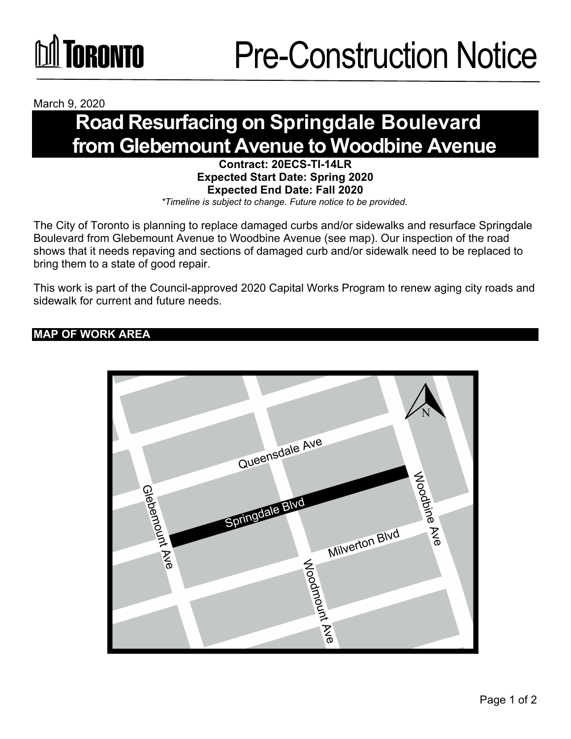# Pre-Construction Notice

March 9, 2020

## Road Resurfacing on Springdale Boulevard from Glebemount Avenue to Woodbine Avenue

**Contract: 20ECS-TI-14LR**
**Expected Start Date: Spring 2020**
**Expected End Date: Fall 2020**

*\*Timeline is subject to change. Future notice to be provided.*

The City of Toronto is planning to replace damaged curbs and/or sidewalks and resurface Springdale Boulevard from Glebemount Avenue to Woodbine Avenue (see map). Our inspection of the road shows that it needs repaving and sections of damaged curb and/or sidewalk need to be replaced to bring them to a state of good repair.

This work is part of the Council-approved 2020 Capital Works Program to renew aging city roads and sidewalk for current and future needs.

### MAP OF WORK AREA

Queensdale Ave
Springdale Blvd
Milverton Blvd
Glebemount Ave
Woodmount Ave
Woodbine Ave
N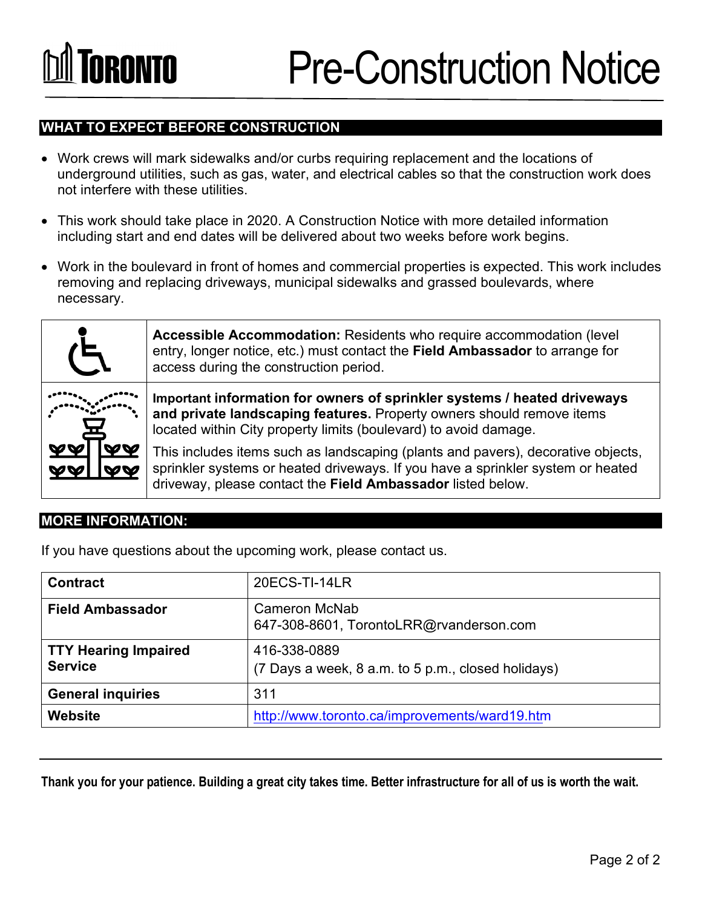# Pre-Construction Notice

## WHAT TO EXPECT BEFORE CONSTRUCTION

- Work crews will mark sidewalks and/or curbs requiring replacement and the locations of underground utilities, such as gas, water, and electrical cables so that the construction work does not interfere with these utilities.
- This work should take place in 2020. A Construction Notice with more detailed information including start and end dates will be delivered about two weeks before work begins.
- Work in the boulevard in front of homes and commercial properties is expected. This work includes removing and replacing driveways, municipal sidewalks and grassed boulevards, where necessary.

**Accessible Accommodation:** Residents who require accommodation (level entry, longer notice, etc.) must contact the **Field Ambassador** to arrange for access during the construction period.

**Important information for owners of sprinkler systems / heated driveways and private landscaping features.** Property owners should remove items located within City property limits (boulevard) to avoid damage.

This includes items such as landscaping (plants and pavers), decorative objects, sprinkler systems or heated driveways. If you have a sprinkler system or heated driveway, please contact the **Field Ambassador** listed below.

## MORE INFORMATION:

If you have questions about the upcoming work, please contact us.

| | |
|---|---|
| **Contract** | 20ECS-TI-14LR |
| **Field Ambassador** | Cameron McNab<br>647-308-8601, TorontoLRR@rvanderson.com |
| **TTY Hearing Impaired Service** | 416-338-0889<br>(7 Days a week, 8 a.m. to 5 p.m., closed holidays) |
| **General inquiries** | 311 |
| **Website** | http://www.toronto.ca/improvements/ward19.htm |

**Thank you for your patience. Building a great city takes time. Better infrastructure for all of us is worth the wait.**